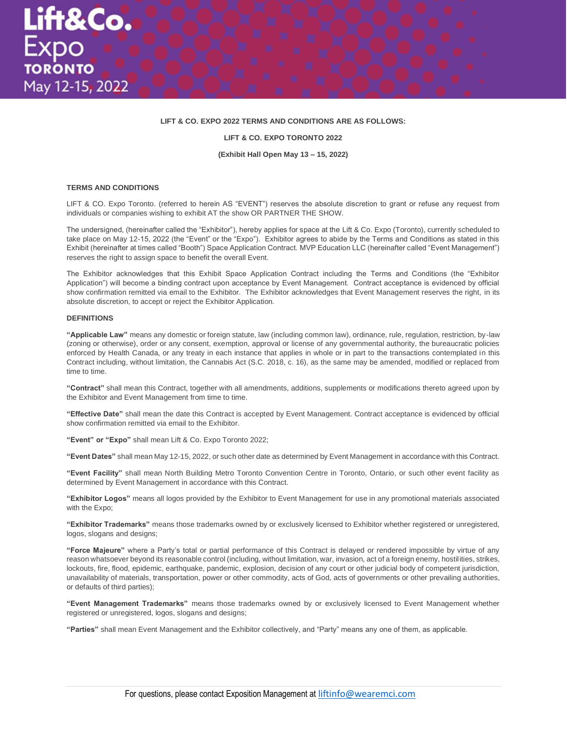Lift&Co. Expo TORONTO May 12-15, 2022

**LIFT & CO. EXPO 2022 TERMS AND CONDITIONS ARE AS FOLLOWS:**

**LIFT & CO. EXPO TORONTO 2022**

**(Exhibit Hall Open May 13 – 15, 2022)**

## TERMS AND CONDITIONS

LIFT & CO. Expo Toronto. (referred to herein AS "EVENT") reserves the absolute discretion to grant or refuse any request from individuals or companies wishing to exhibit AT the show OR PARTNER THE SHOW.

The undersigned, (hereinafter called the "Exhibitor"), hereby applies for space at the Lift & Co. Expo (Toronto), currently scheduled to take place on May 12-15, 2022 (the "Event" or the "Expo"). Exhibitor agrees to abide by the Terms and Conditions as stated in this Exhibit (hereinafter at times called "Booth") Space Application Contract. MVP Education LLC (hereinafter called "Event Management") reserves the right to assign space to benefit the overall Event.

The Exhibitor acknowledges that this Exhibit Space Application Contract including the Terms and Conditions (the "Exhibitor Application") will become a binding contract upon acceptance by Event Management. Contract acceptance is evidenced by official show confirmation remitted via email to the Exhibitor. The Exhibitor acknowledges that Event Management reserves the right, in its absolute discretion, to accept or reject the Exhibitor Application.

## DEFINITIONS

**"Applicable Law"** means any domestic or foreign statute, law (including common law), ordinance, rule, regulation, restriction, by-law (zoning or otherwise), order or any consent, exemption, approval or license of any governmental authority, the bureaucratic policies enforced by Health Canada, or any treaty in each instance that applies in whole or in part to the transactions contemplated in this Contract including, without limitation, the Cannabis Act (S.C. 2018, c. 16), as the same may be amended, modified or replaced from time to time.

**"Contract"** shall mean this Contract, together with all amendments, additions, supplements or modifications thereto agreed upon by the Exhibitor and Event Management from time to time.

**"Effective Date"** shall mean the date this Contract is accepted by Event Management. Contract acceptance is evidenced by official show confirmation remitted via email to the Exhibitor.

**"Event" or "Expo"** shall mean Lift & Co. Expo Toronto 2022;

**"Event Dates"** shall mean May 12-15, 2022, or such other date as determined by Event Management in accordance with this Contract.

**"Event Facility"** shall mean North Building Metro Toronto Convention Centre in Toronto, Ontario, or such other event facility as determined by Event Management in accordance with this Contract.

**"Exhibitor Logos"** means all logos provided by the Exhibitor to Event Management for use in any promotional materials associated with the Expo;

**"Exhibitor Trademarks"** means those trademarks owned by or exclusively licensed to Exhibitor whether registered or unregistered, logos, slogans and designs;

**"Force Majeure"** where a Party's total or partial performance of this Contract is delayed or rendered impossible by virtue of any reason whatsoever beyond its reasonable control (including, without limitation, war, invasion, act of a foreign enemy, hostilities, strikes, lockouts, fire, flood, epidemic, earthquake, pandemic, explosion, decision of any court or other judicial body of competent jurisdiction, unavailability of materials, transportation, power or other commodity, acts of God, acts of governments or other prevailing authorities, or defaults of third parties);

**"Event Management Trademarks"** means those trademarks owned by or exclusively licensed to Event Management whether registered or unregistered, logos, slogans and designs;

**"Parties"** shall mean Event Management and the Exhibitor collectively, and "Party" means any one of them, as applicable.

For questions, please contact Exposition Management at liftinfo@wearemci.com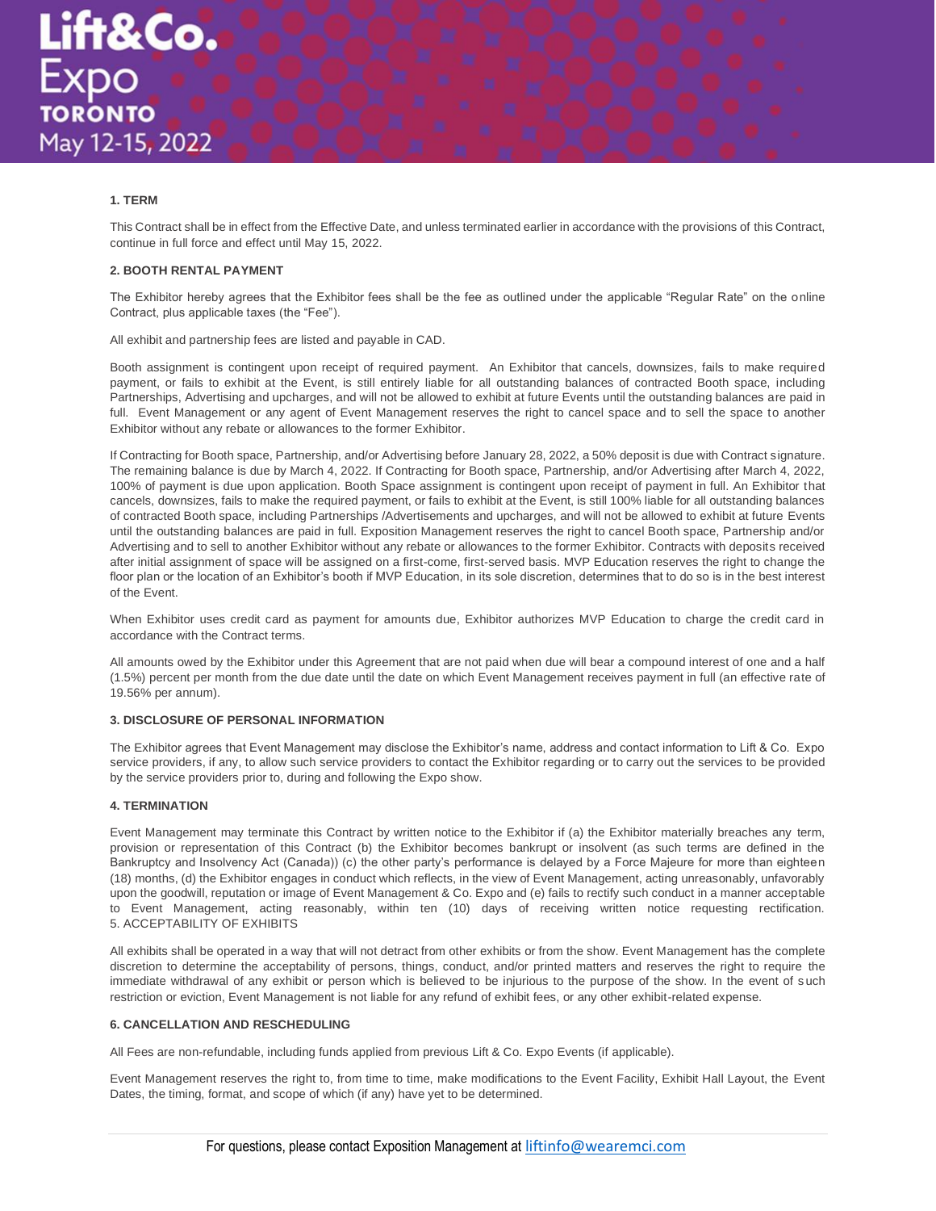## 1. TERM

This Contract shall be in effect from the Effective Date, and unless terminated earlier in accordance with the provisions of this Contract, continue in full force and effect until May 15, 2022.

## 2. BOOTH RENTAL PAYMENT

The Exhibitor hereby agrees that the Exhibitor fees shall be the fee as outlined under the applicable "Regular Rate" on the online Contract, plus applicable taxes (the "Fee").

All exhibit and partnership fees are listed and payable in CAD.

Booth assignment is contingent upon receipt of required payment. An Exhibitor that cancels, downsizes, fails to make required payment, or fails to exhibit at the Event, is still entirely liable for all outstanding balances of contracted Booth space, including Partnerships, Advertising and upcharges, and will not be allowed to exhibit at future Events until the outstanding balances are paid in full. Event Management or any agent of Event Management reserves the right to cancel space and to sell the space to another Exhibitor without any rebate or allowances to the former Exhibitor.

If Contracting for Booth space, Partnership, and/or Advertising before January 28, 2022, a 50% deposit is due with Contract signature. The remaining balance is due by March 4, 2022. If Contracting for Booth space, Partnership, and/or Advertising after March 4, 2022, 100% of payment is due upon application. Booth Space assignment is contingent upon receipt of payment in full. An Exhibitor that cancels, downsizes, fails to make the required payment, or fails to exhibit at the Event, is still 100% liable for all outstanding balances of contracted Booth space, including Partnerships /Advertisements and upcharges, and will not be allowed to exhibit at future Events until the outstanding balances are paid in full. Exposition Management reserves the right to cancel Booth space, Partnership and/or Advertising and to sell to another Exhibitor without any rebate or allowances to the former Exhibitor. Contracts with deposits received after initial assignment of space will be assigned on a first-come, first-served basis. MVP Education reserves the right to change the floor plan or the location of an Exhibitor's booth if MVP Education, in its sole discretion, determines that to do so is in the best interest of the Event.

When Exhibitor uses credit card as payment for amounts due, Exhibitor authorizes MVP Education to charge the credit card in accordance with the Contract terms.

All amounts owed by the Exhibitor under this Agreement that are not paid when due will bear a compound interest of one and a half (1.5%) percent per month from the due date until the date on which Event Management receives payment in full (an effective rate of 19.56% per annum).

## 3. DISCLOSURE OF PERSONAL INFORMATION

The Exhibitor agrees that Event Management may disclose the Exhibitor's name, address and contact information to Lift & Co. Expo service providers, if any, to allow such service providers to contact the Exhibitor regarding or to carry out the services to be provided by the service providers prior to, during and following the Expo show.

## 4. TERMINATION

Event Management may terminate this Contract by written notice to the Exhibitor if (a) the Exhibitor materially breaches any term, provision or representation of this Contract (b) the Exhibitor becomes bankrupt or insolvent (as such terms are defined in the Bankruptcy and Insolvency Act (Canada)) (c) the other party's performance is delayed by a Force Majeure for more than eighteen (18) months, (d) the Exhibitor engages in conduct which reflects, in the view of Event Management, acting unreasonably, unfavorably upon the goodwill, reputation or image of Event Management & Co. Expo and (e) fails to rectify such conduct in a manner acceptable to Event Management, acting reasonably, within ten (10) days of receiving written notice requesting rectification.

## 5. ACCEPTABILITY OF EXHIBITS

All exhibits shall be operated in a way that will not detract from other exhibits or from the show. Event Management has the complete discretion to determine the acceptability of persons, things, conduct, and/or printed matters and reserves the right to require the immediate withdrawal of any exhibit or person which is believed to be injurious to the purpose of the show. In the event of such restriction or eviction, Event Management is not liable for any refund of exhibit fees, or any other exhibit-related expense.

## 6. CANCELLATION AND RESCHEDULING

All Fees are non-refundable, including funds applied from previous Lift & Co. Expo Events (if applicable).

Event Management reserves the right to, from time to time, make modifications to the Event Facility, Exhibit Hall Layout, the Event Dates, the timing, format, and scope of which (if any) have yet to be determined.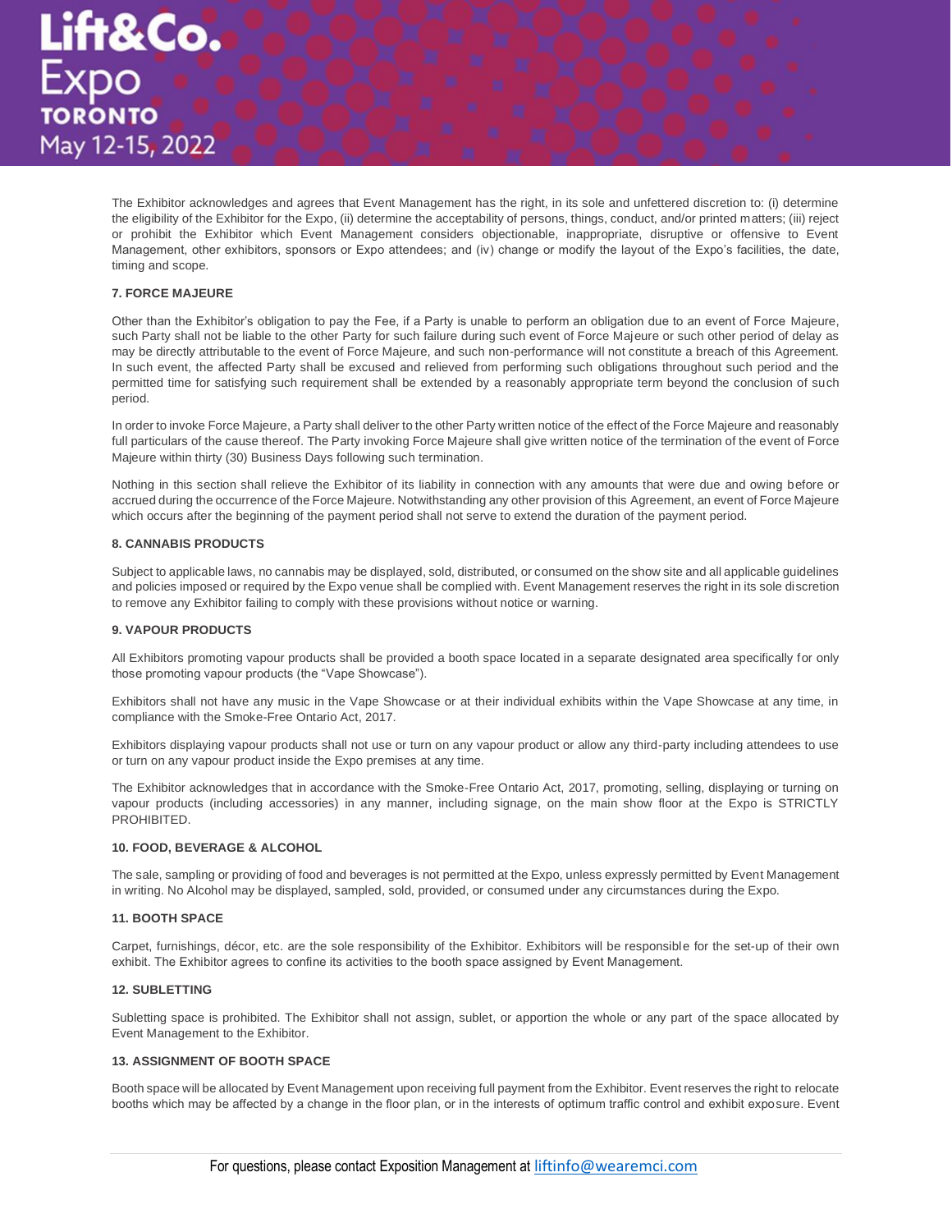The Exhibitor acknowledges and agrees that Event Management has the right, in its sole and unfettered discretion to: (i) determine the eligibility of the Exhibitor for the Expo, (ii) determine the acceptability of persons, things, conduct, and/or printed matters; (iii) reject or prohibit the Exhibitor which Event Management considers objectionable, inappropriate, disruptive or offensive to Event Management, other exhibitors, sponsors or Expo attendees; and (iv) change or modify the layout of the Expo's facilities, the date, timing and scope.

**7. FORCE MAJEURE**

Other than the Exhibitor's obligation to pay the Fee, if a Party is unable to perform an obligation due to an event of Force Majeure, such Party shall not be liable to the other Party for such failure during such event of Force Majeure or such other period of delay as may be directly attributable to the event of Force Majeure, and such non-performance will not constitute a breach of this Agreement. In such event, the affected Party shall be excused and relieved from performing such obligations throughout such period and the permitted time for satisfying such requirement shall be extended by a reasonably appropriate term beyond the conclusion of such period.

In order to invoke Force Majeure, a Party shall deliver to the other Party written notice of the effect of the Force Majeure and reasonably full particulars of the cause thereof. The Party invoking Force Majeure shall give written notice of the termination of the event of Force Majeure within thirty (30) Business Days following such termination.

Nothing in this section shall relieve the Exhibitor of its liability in connection with any amounts that were due and owing before or accrued during the occurrence of the Force Majeure. Notwithstanding any other provision of this Agreement, an event of Force Majeure which occurs after the beginning of the payment period shall not serve to extend the duration of the payment period.

**8. CANNABIS PRODUCTS**

Subject to applicable laws, no cannabis may be displayed, sold, distributed, or consumed on the show site and all applicable guidelines and policies imposed or required by the Expo venue shall be complied with. Event Management reserves the right in its sole discretion to remove any Exhibitor failing to comply with these provisions without notice or warning.

**9. VAPOUR PRODUCTS**

All Exhibitors promoting vapour products shall be provided a booth space located in a separate designated area specifically for only those promoting vapour products (the "Vape Showcase").

Exhibitors shall not have any music in the Vape Showcase or at their individual exhibits within the Vape Showcase at any time, in compliance with the Smoke-Free Ontario Act, 2017.

Exhibitors displaying vapour products shall not use or turn on any vapour product or allow any third-party including attendees to use or turn on any vapour product inside the Expo premises at any time.

The Exhibitor acknowledges that in accordance with the Smoke-Free Ontario Act, 2017, promoting, selling, displaying or turning on vapour products (including accessories) in any manner, including signage, on the main show floor at the Expo is STRICTLY PROHIBITED.

**10. FOOD, BEVERAGE & ALCOHOL**

The sale, sampling or providing of food and beverages is not permitted at the Expo, unless expressly permitted by Event Management in writing. No Alcohol may be displayed, sampled, sold, provided, or consumed under any circumstances during the Expo.

**11. BOOTH SPACE**

Carpet, furnishings, décor, etc. are the sole responsibility of the Exhibitor. Exhibitors will be responsible for the set-up of their own exhibit. The Exhibitor agrees to confine its activities to the booth space assigned by Event Management.

**12. SUBLETTING**

Subletting space is prohibited. The Exhibitor shall not assign, sublet, or apportion the whole or any part of the space allocated by Event Management to the Exhibitor.

**13. ASSIGNMENT OF BOOTH SPACE**

Booth space will be allocated by Event Management upon receiving full payment from the Exhibitor. Event reserves the right to relocate booths which may be affected by a change in the floor plan, or in the interests of optimum traffic control and exhibit exposure. Event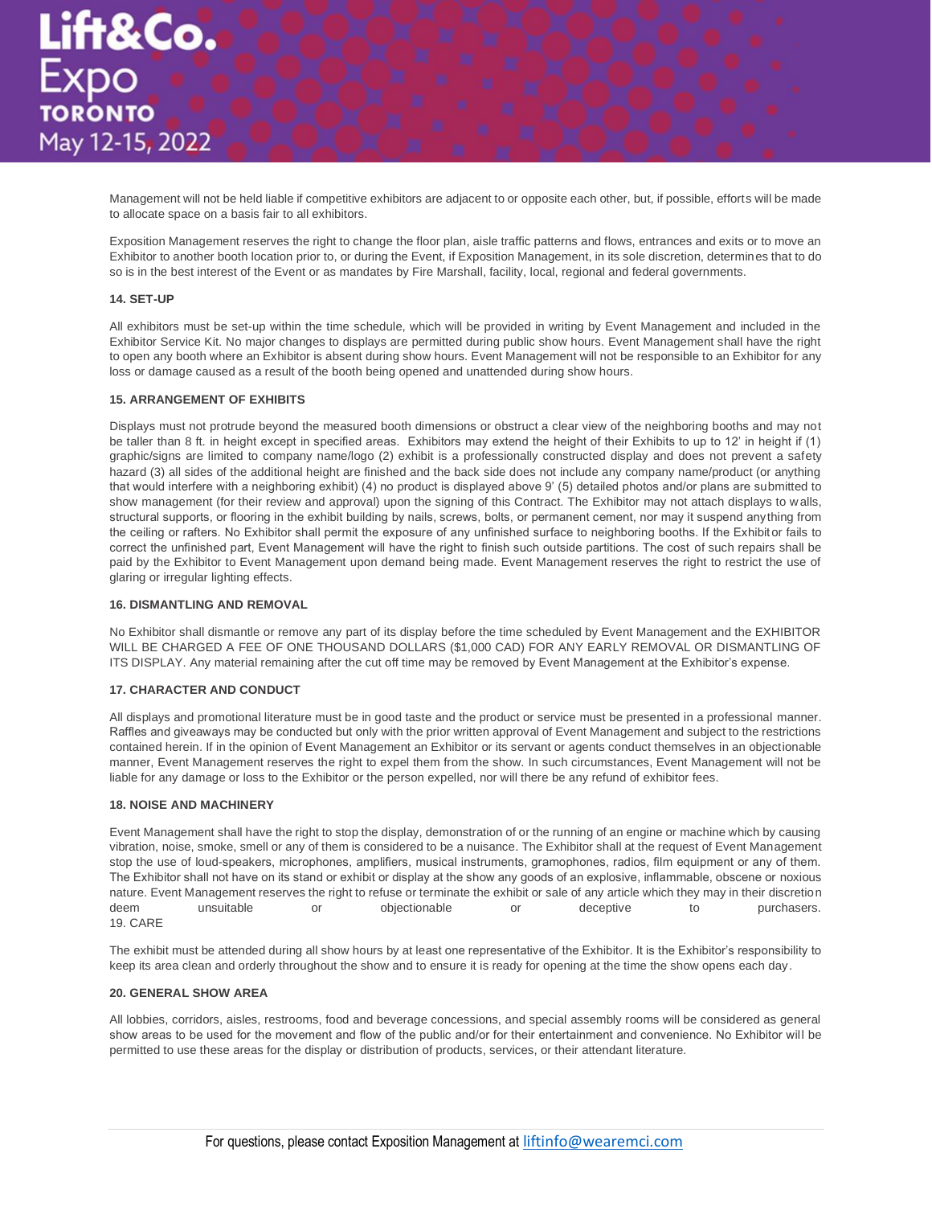Management will not be held liable if competitive exhibitors are adjacent to or opposite each other, but, if possible, efforts will be made to allocate space on a basis fair to all exhibitors.

Exposition Management reserves the right to change the floor plan, aisle traffic patterns and flows, entrances and exits or to move an Exhibitor to another booth location prior to, or during the Event, if Exposition Management, in its sole discretion, determines that to do so is in the best interest of the Event or as mandates by Fire Marshall, facility, local, regional and federal governments.

**14. SET-UP**

All exhibitors must be set-up within the time schedule, which will be provided in writing by Event Management and included in the Exhibitor Service Kit. No major changes to displays are permitted during public show hours. Event Management shall have the right to open any booth where an Exhibitor is absent during show hours. Event Management will not be responsible to an Exhibitor for any loss or damage caused as a result of the booth being opened and unattended during show hours.

**15. ARRANGEMENT OF EXHIBITS**

Displays must not protrude beyond the measured booth dimensions or obstruct a clear view of the neighboring booths and may not be taller than 8 ft. in height except in specified areas. Exhibitors may extend the height of their Exhibits to up to 12' in height if (1) graphic/signs are limited to company name/logo (2) exhibit is a professionally constructed display and does not prevent a safety hazard (3) all sides of the additional height are finished and the back side does not include any company name/product (or anything that would interfere with a neighboring exhibit) (4) no product is displayed above 9' (5) detailed photos and/or plans are submitted to show management (for their review and approval) upon the signing of this Contract. The Exhibitor may not attach displays to walls, structural supports, or flooring in the exhibit building by nails, screws, bolts, or permanent cement, nor may it suspend anything from the ceiling or rafters. No Exhibitor shall permit the exposure of any unfinished surface to neighboring booths. If the Exhibitor fails to correct the unfinished part, Event Management will have the right to finish such outside partitions. The cost of such repairs shall be paid by the Exhibitor to Event Management upon demand being made. Event Management reserves the right to restrict the use of glaring or irregular lighting effects.

**16. DISMANTLING AND REMOVAL**

No Exhibitor shall dismantle or remove any part of its display before the time scheduled by Event Management and the EXHIBITOR WILL BE CHARGED A FEE OF ONE THOUSAND DOLLARS ($1,000 CAD) FOR ANY EARLY REMOVAL OR DISMANTLING OF ITS DISPLAY. Any material remaining after the cut off time may be removed by Event Management at the Exhibitor's expense.

**17. CHARACTER AND CONDUCT**

All displays and promotional literature must be in good taste and the product or service must be presented in a professional manner. Raffles and giveaways may be conducted but only with the prior written approval of Event Management and subject to the restrictions contained herein. If in the opinion of Event Management an Exhibitor or its servant or agents conduct themselves in an objectionable manner, Event Management reserves the right to expel them from the show. In such circumstances, Event Management will not be liable for any damage or loss to the Exhibitor or the person expelled, nor will there be any refund of exhibitor fees.

**18. NOISE AND MACHINERY**

Event Management shall have the right to stop the display, demonstration of or the running of an engine or machine which by causing vibration, noise, smoke, smell or any of them is considered to be a nuisance. The Exhibitor shall at the request of Event Management stop the use of loud-speakers, microphones, amplifiers, musical instruments, gramophones, radios, film equipment or any of them. The Exhibitor shall not have on its stand or exhibit or display at the show any goods of an explosive, inflammable, obscene or noxious nature. Event Management reserves the right to refuse or terminate the exhibit or sale of any article which they may in their discretion deem unsuitable or objectionable or deceptive to purchasers.

19. CARE

The exhibit must be attended during all show hours by at least one representative of the Exhibitor. It is the Exhibitor's responsibility to keep its area clean and orderly throughout the show and to ensure it is ready for opening at the time the show opens each day.

**20. GENERAL SHOW AREA**

All lobbies, corridors, aisles, restrooms, food and beverage concessions, and special assembly rooms will be considered as general show areas to be used for the movement and flow of the public and/or for their entertainment and convenience. No Exhibitor will be permitted to use these areas for the display or distribution of products, services, or their attendant literature.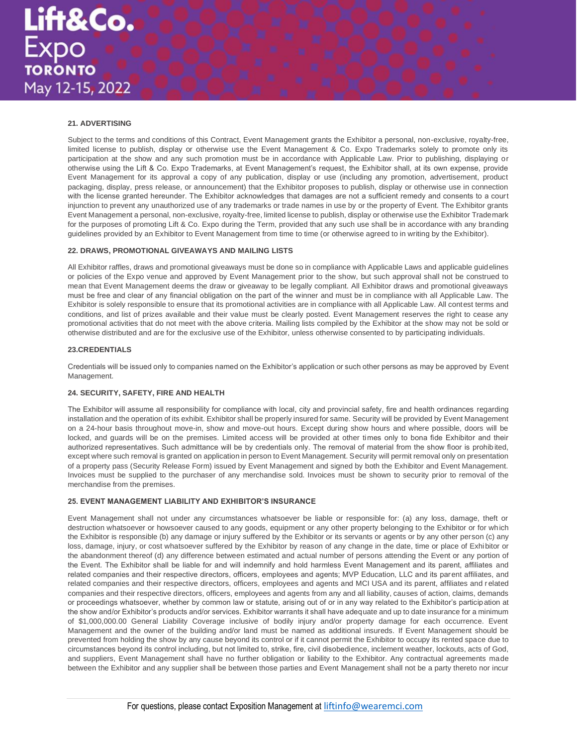#### 21. ADVERTISING

Subject to the terms and conditions of this Contract, Event Management grants the Exhibitor a personal, non-exclusive, royalty-free, limited license to publish, display or otherwise use the Event Management & Co. Expo Trademarks solely to promote only its participation at the show and any such promotion must be in accordance with Applicable Law. Prior to publishing, displaying or otherwise using the Lift & Co. Expo Trademarks, at Event Management's request, the Exhibitor shall, at its own expense, provide Event Management for its approval a copy of any publication, display or use (including any promotion, advertisement, product packaging, display, press release, or announcement) that the Exhibitor proposes to publish, display or otherwise use in connection with the license granted hereunder. The Exhibitor acknowledges that damages are not a sufficient remedy and consents to a court injunction to prevent any unauthorized use of any trademarks or trade names in use by or the property of Event. The Exhibitor grants Event Management a personal, non-exclusive, royalty-free, limited license to publish, display or otherwise use the Exhibitor Trademark for the purposes of promoting Lift & Co. Expo during the Term, provided that any such use shall be in accordance with any branding guidelines provided by an Exhibitor to Event Management from time to time (or otherwise agreed to in writing by the Exhibitor).

#### 22. DRAWS, PROMOTIONAL GIVEAWAYS AND MAILING LISTS

All Exhibitor raffles, draws and promotional giveaways must be done so in compliance with Applicable Laws and applicable guidelines or policies of the Expo venue and approved by Event Management prior to the show, but such approval shall not be construed to mean that Event Management deems the draw or giveaway to be legally compliant. All Exhibitor draws and promotional giveaways must be free and clear of any financial obligation on the part of the winner and must be in compliance with all Applicable Law. The Exhibitor is solely responsible to ensure that its promotional activities are in compliance with all Applicable Law. All contest terms and conditions, and list of prizes available and their value must be clearly posted. Event Management reserves the right to cease any promotional activities that do not meet with the above criteria. Mailing lists compiled by the Exhibitor at the show may not be sold or otherwise distributed and are for the exclusive use of the Exhibitor, unless otherwise consented to by participating individuals.

#### 23.CREDENTIALS

Credentials will be issued only to companies named on the Exhibitor's application or such other persons as may be approved by Event Management.

#### 24. SECURITY, SAFETY, FIRE AND HEALTH

The Exhibitor will assume all responsibility for compliance with local, city and provincial safety, fire and health ordinances regarding installation and the operation of its exhibit. Exhibitor shall be properly insured for same. Security will be provided by Event Management on a 24-hour basis throughout move-in, show and move-out hours. Except during show hours and where possible, doors will be locked, and guards will be on the premises. Limited access will be provided at other times only to bona fide Exhibitor and their authorized representatives. Such admittance will be by credentials only. The removal of material from the show floor is prohibited, except where such removal is granted on application in person to Event Management. Security will permit removal only on presentation of a property pass (Security Release Form) issued by Event Management and signed by both the Exhibitor and Event Management. Invoices must be supplied to the purchaser of any merchandise sold. Invoices must be shown to security prior to removal of the merchandise from the premises.

#### 25. EVENT MANAGEMENT LIABILITY AND EXHIBITOR'S INSURANCE

Event Management shall not under any circumstances whatsoever be liable or responsible for: (a) any loss, damage, theft or destruction whatsoever or howsoever caused to any goods, equipment or any other property belonging to the Exhibitor or for which the Exhibitor is responsible (b) any damage or injury suffered by the Exhibitor or its servants or agents or by any other person (c) any loss, damage, injury, or cost whatsoever suffered by the Exhibitor by reason of any change in the date, time or place of Exhibitor or the abandonment thereof (d) any difference between estimated and actual number of persons attending the Event or any portion of the Event. The Exhibitor shall be liable for and will indemnify and hold harmless Event Management and its parent, affiliates and related companies and their respective directors, officers, employees and agents; MVP Education, LLC and its parent affiliates, and related companies and their respective directors, officers, employees and agents and MCI USA and its parent, affiliates and related companies and their respective directors, officers, employees and agents from any and all liability, causes of action, claims, demands or proceedings whatsoever, whether by common law or statute, arising out of or in any way related to the Exhibitor's participation at the show and/or Exhibitor's products and/or services. Exhibitor warrants it shall have adequate and up to date insurance for a minimum of $1,000,000.00 General Liability Coverage inclusive of bodily injury and/or property damage for each occurrence. Event Management and the owner of the building and/or land must be named as additional insureds. If Event Management should be prevented from holding the show by any cause beyond its control or if it cannot permit the Exhibitor to occupy its rented space due to circumstances beyond its control including, but not limited to, strike, fire, civil disobedience, inclement weather, lockouts, acts of God, and suppliers, Event Management shall have no further obligation or liability to the Exhibitor. Any contractual agreements made between the Exhibitor and any supplier shall be between those parties and Event Management shall not be a party thereto nor incur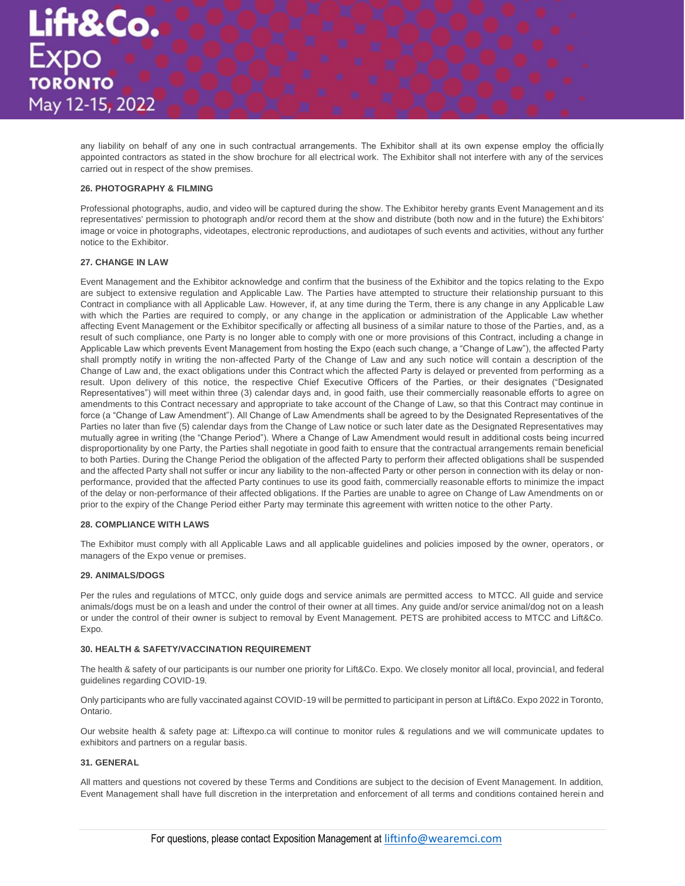any liability on behalf of any one in such contractual arrangements. The Exhibitor shall at its own expense employ the officially appointed contractors as stated in the show brochure for all electrical work. The Exhibitor shall not interfere with any of the services carried out in respect of the show premises.

**26. PHOTOGRAPHY & FILMING**

Professional photographs, audio, and video will be captured during the show. The Exhibitor hereby grants Event Management and its representatives' permission to photograph and/or record them at the show and distribute (both now and in the future) the Exhibitors' image or voice in photographs, videotapes, electronic reproductions, and audiotapes of such events and activities, without any further notice to the Exhibitor.

**27. CHANGE IN LAW**

Event Management and the Exhibitor acknowledge and confirm that the business of the Exhibitor and the topics relating to the Expo are subject to extensive regulation and Applicable Law. The Parties have attempted to structure their relationship pursuant to this Contract in compliance with all Applicable Law. However, if, at any time during the Term, there is any change in any Applicable Law with which the Parties are required to comply, or any change in the application or administration of the Applicable Law whether affecting Event Management or the Exhibitor specifically or affecting all business of a similar nature to those of the Parties, and, as a result of such compliance, one Party is no longer able to comply with one or more provisions of this Contract, including a change in Applicable Law which prevents Event Management from hosting the Expo (each such change, a "Change of Law"), the affected Party shall promptly notify in writing the non-affected Party of the Change of Law and any such notice will contain a description of the Change of Law and, the exact obligations under this Contract which the affected Party is delayed or prevented from performing as a result. Upon delivery of this notice, the respective Chief Executive Officers of the Parties, or their designates ("Designated Representatives") will meet within three (3) calendar days and, in good faith, use their commercially reasonable efforts to agree on amendments to this Contract necessary and appropriate to take account of the Change of Law, so that this Contract may continue in force (a "Change of Law Amendment"). All Change of Law Amendments shall be agreed to by the Designated Representatives of the Parties no later than five (5) calendar days from the Change of Law notice or such later date as the Designated Representatives may mutually agree in writing (the "Change Period"). Where a Change of Law Amendment would result in additional costs being incurred disproportionality by one Party, the Parties shall negotiate in good faith to ensure that the contractual arrangements remain beneficial to both Parties. During the Change Period the obligation of the affected Party to perform their affected obligations shall be suspended and the affected Party shall not suffer or incur any liability to the non-affected Party or other person in connection with its delay or non-performance, provided that the affected Party continues to use its good faith, commercially reasonable efforts to minimize the impact of the delay or non-performance of their affected obligations. If the Parties are unable to agree on Change of Law Amendments on or prior to the expiry of the Change Period either Party may terminate this agreement with written notice to the other Party.

**28. COMPLIANCE WITH LAWS**

The Exhibitor must comply with all Applicable Laws and all applicable guidelines and policies imposed by the owner, operators, or managers of the Expo venue or premises.

**29. ANIMALS/DOGS**

Per the rules and regulations of MTCC, only guide dogs and service animals are permitted access to MTCC. All guide and service animals/dogs must be on a leash and under the control of their owner at all times. Any guide and/or service animal/dog not on a leash or under the control of their owner is subject to removal by Event Management. PETS are prohibited access to MTCC and Lift&Co. Expo.

**30. HEALTH & SAFETY/VACCINATION REQUIREMENT**

The health & safety of our participants is our number one priority for Lift&Co. Expo. We closely monitor all local, provincial, and federal guidelines regarding COVID-19.

Only participants who are fully vaccinated against COVID-19 will be permitted to participant in person at Lift&Co. Expo 2022 in Toronto, Ontario.

Our website health & safety page at: Liftexpo.ca will continue to monitor rules & regulations and we will communicate updates to exhibitors and partners on a regular basis.

**31. GENERAL**

All matters and questions not covered by these Terms and Conditions are subject to the decision of Event Management. In addition, Event Management shall have full discretion in the interpretation and enforcement of all terms and conditions contained herein and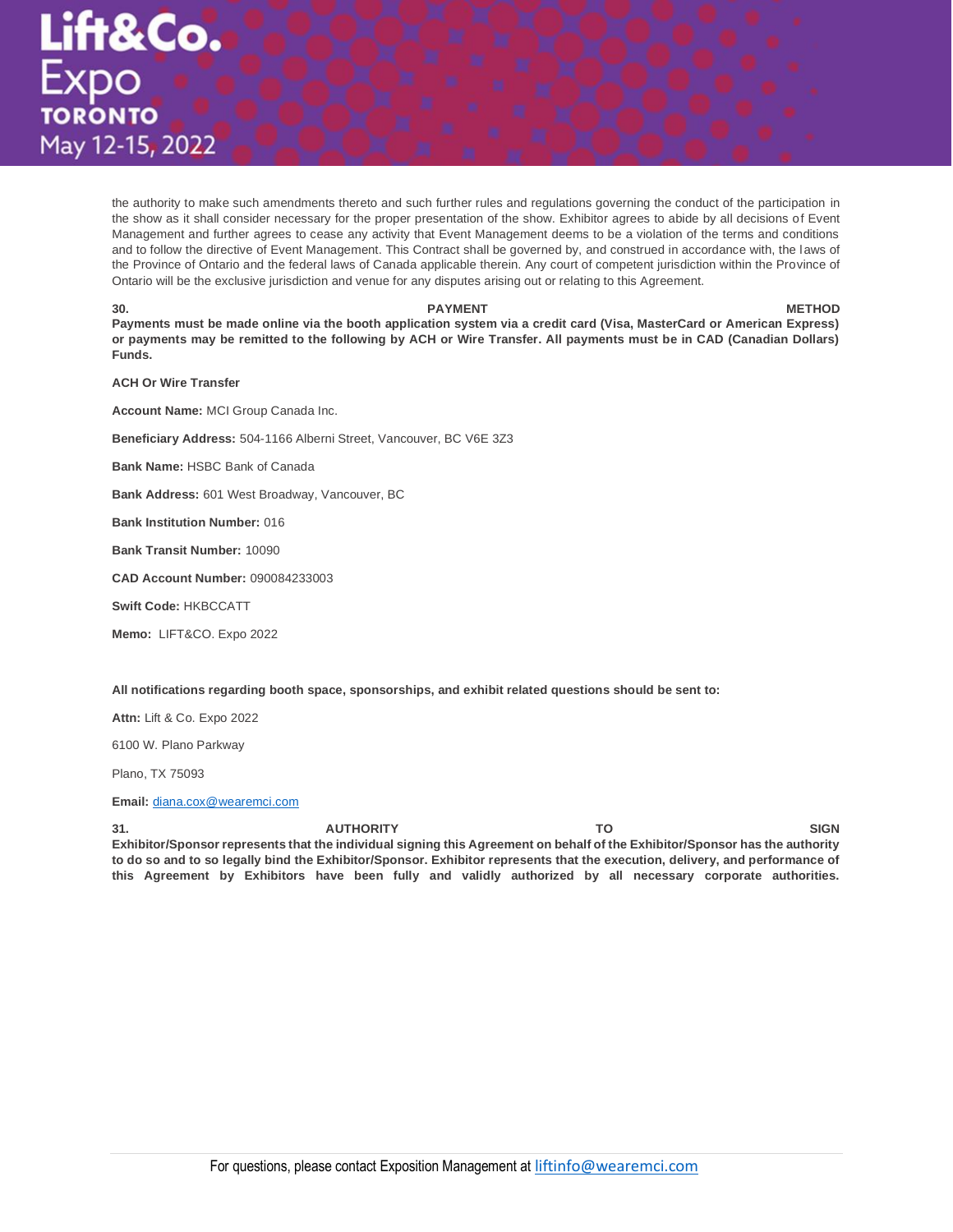the authority to make such amendments thereto and such further rules and regulations governing the conduct of the participation in the show as it shall consider necessary for the proper presentation of the show. Exhibitor agrees to abide by all decisions of Event Management and further agrees to cease any activity that Event Management deems to be a violation of the terms and conditions and to follow the directive of Event Management. This Contract shall be governed by, and construed in accordance with, the laws of the Province of Ontario and the federal laws of Canada applicable therein. Any court of competent jurisdiction within the Province of Ontario will be the exclusive jurisdiction and venue for any disputes arising out or relating to this Agreement.

**30. PAYMENT METHOD**
**Payments must be made online via the booth application system via a credit card (Visa, MasterCard or American Express) or payments may be remitted to the following by ACH or Wire Transfer. All payments must be in CAD (Canadian Dollars) Funds.**

**ACH Or Wire Transfer**

**Account Name:** MCI Group Canada Inc.

**Beneficiary Address:** 504-1166 Alberni Street, Vancouver, BC V6E 3Z3

**Bank Name:** HSBC Bank of Canada

**Bank Address:** 601 West Broadway, Vancouver, BC

**Bank Institution Number:** 016

**Bank Transit Number:** 10090

**CAD Account Number:** 090084233003

**Swift Code:** HKBCCATT

**Memo:** LIFT&CO. Expo 2022

**All notifications regarding booth space, sponsorships, and exhibit related questions should be sent to:**

**Attn:** Lift & Co. Expo 2022

6100 W. Plano Parkway

Plano, TX 75093

**Email:** diana.cox@wearemci.com

**31. AUTHORITY TO SIGN**
**Exhibitor/Sponsor represents that the individual signing this Agreement on behalf of the Exhibitor/Sponsor has the authority to do so and to so legally bind the Exhibitor/Sponsor. Exhibitor represents that the execution, delivery, and performance of this Agreement by Exhibitors have been fully and validly authorized by all necessary corporate authorities.**